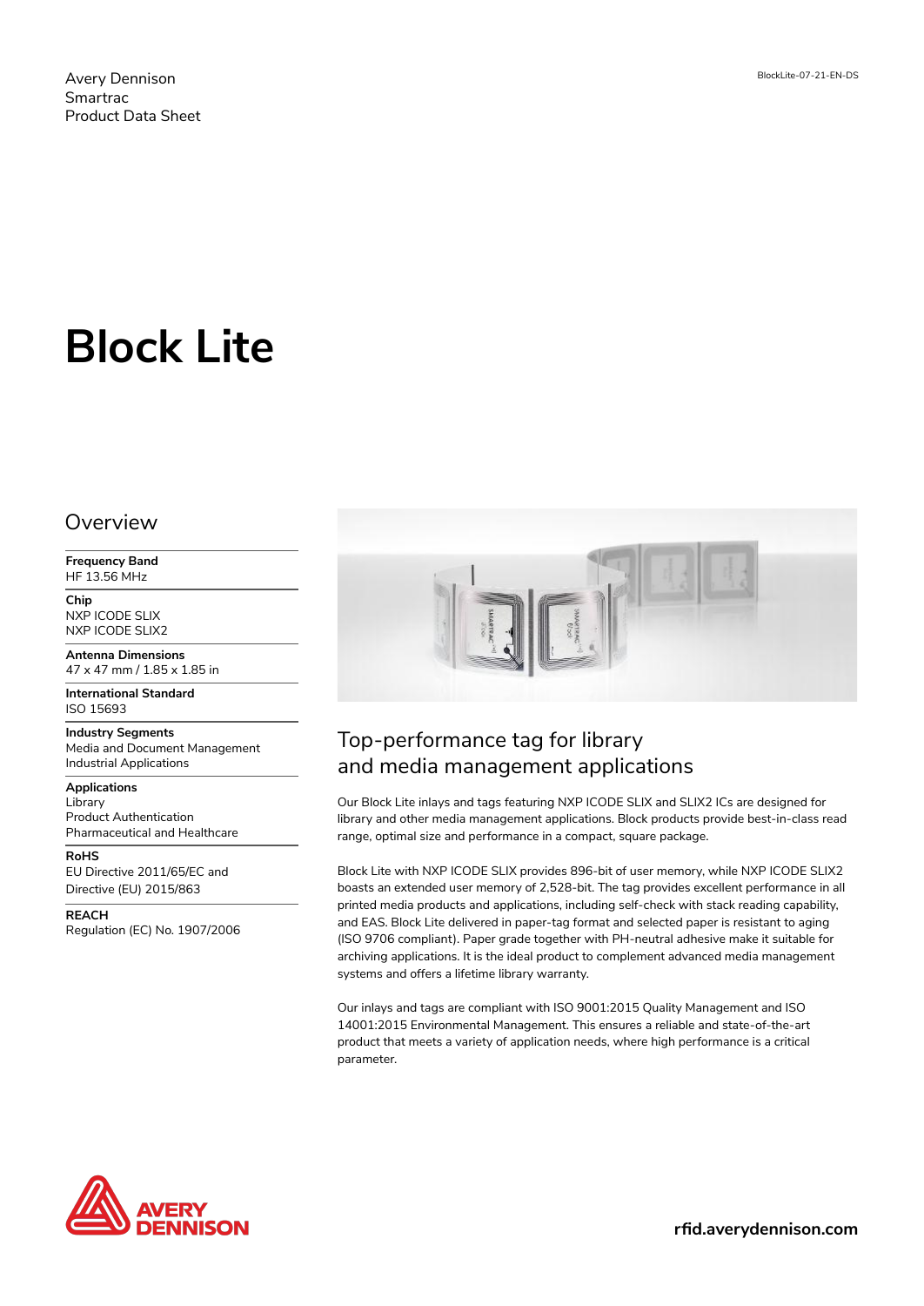Avery Dennison
Smartrac
Product Data Sheet

BlockLite-07-21-EN-DS

# Block Lite

## Overview

**Frequency Band**
HF 13.56 MHz

**Chip**
NXP ICODE SLIX
NXP ICODE SLIX2

**Antenna Dimensions**
47 x 47 mm / 1.85 x 1.85 in

**International Standard**
ISO 15693

**Industry Segments**
Media and Document Management
Industrial Applications

**Applications**
Library
Product Authentication
Pharmaceutical and Healthcare

**RoHS**
EU Directive 2011/65/EC and
Directive (EU) 2015/863

**REACH**
Regulation (EC) No. 1907/2006

## Top-performance tag for library and media management applications

Our Block Lite inlays and tags featuring NXP ICODE SLIX and SLIX2 ICs are designed for library and other media management applications. Block products provide best-in-class read range, optimal size and performance in a compact, square package.

Block Lite with NXP ICODE SLIX provides 896-bit of user memory, while NXP ICODE SLIX2 boasts an extended user memory of 2,528-bit. The tag provides excellent performance in all printed media products and applications, including self-check with stack reading capability, and EAS. Block Lite delivered in paper-tag format and selected paper is resistant to aging (ISO 9706 compliant). Paper grade together with PH-neutral adhesive make it suitable for archiving applications. It is the ideal product to complement advanced media management systems and offers a lifetime library warranty.

Our inlays and tags are compliant with ISO 9001:2015 Quality Management and ISO 14001:2015 Environmental Management. This ensures a reliable and state-of-the-art product that meets a variety of application needs, where high performance is a critical parameter.

AVERY DENNISON

**rfid.averydennison.com**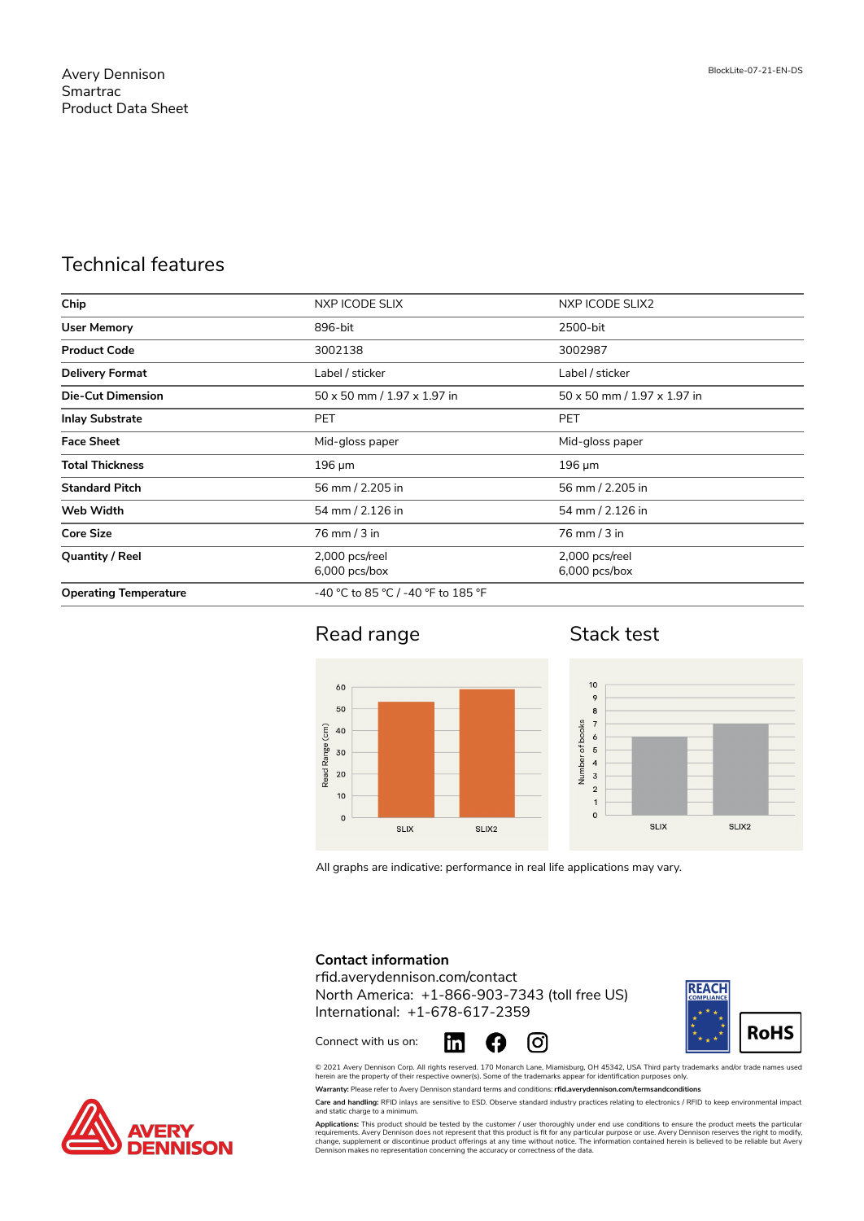Avery Dennison
Smartrac
Product Data Sheet

BlockLite-07-21-EN-DS

## Technical features

| | | |
|---|---|---|
| **Chip** | NXP ICODE SLIX | NXP ICODE SLIX2 |
| **User Memory** | 896-bit | 2500-bit |
| **Product Code** | 3002138 | 3002987 |
| **Delivery Format** | Label / sticker | Label / sticker |
| **Die-Cut Dimension** | 50 x 50 mm / 1.97 x 1.97 in | 50 x 50 mm / 1.97 x 1.97 in |
| **Inlay Substrate** | PET | PET |
| **Face Sheet** | Mid-gloss paper | Mid-gloss paper |
| **Total Thickness** | 196 µm | 196 µm |
| **Standard Pitch** | 56 mm / 2.205 in | 56 mm / 2.205 in |
| **Web Width** | 54 mm / 2.126 in | 54 mm / 2.126 in |
| **Core Size** | 76 mm / 3 in | 76 mm / 3 in |
| **Quantity / Reel** | 2,000 pcs/reel<br>6,000 pcs/box | 2,000 pcs/reel<br>6,000 pcs/box |
| **Operating Temperature** | -40 °C to 85 °C / -40 °F to 185 °F | |

## Read range

Read Range (cm)
0
10
20
30
40
50
60
SLIX
SLIX2

## Stack test

Number of books
0
1
2
3
4
5
6
7
8
9
10
SLIX
SLIX2

All graphs are indicative: performance in real life applications may vary.

**Contact information**
rfid.averydennison.com/contact
North America: +1-866-903-7343 (toll free US)
International: +1-678-617-2359

Connect with us on:

REACH COMPLIANCE

RoHS

© 2021 Avery Dennison Corp. All rights reserved. 170 Monarch Lane, Miamisburg, OH 45342, USA Third party trademarks and/or trade names used herein are the property of their respective owner(s). Some of the trademarks appear for identification purposes only.

**Warranty:** Please refer to Avery Dennison standard terms and conditions: **rfid.averydennison.com/termsandconditions**

**Care and handling:** RFID inlays are sensitive to ESD. Observe standard industry practices relating to electronics / RFID to keep environmental impact and static charge to a minimum.

**Applications:** This product should be tested by the customer / user thoroughly under end use conditions to ensure the product meets the particular requirements. Avery Dennison does not represent that this product is fit for any particular purpose or use. Avery Dennison reserves the right to modify, change, supplement or discontinue product offerings at any time without notice. The information contained herein is believed to be reliable but Avery Dennison makes no representation concerning the accuracy or correctness of the data.

AVERY DENNISON